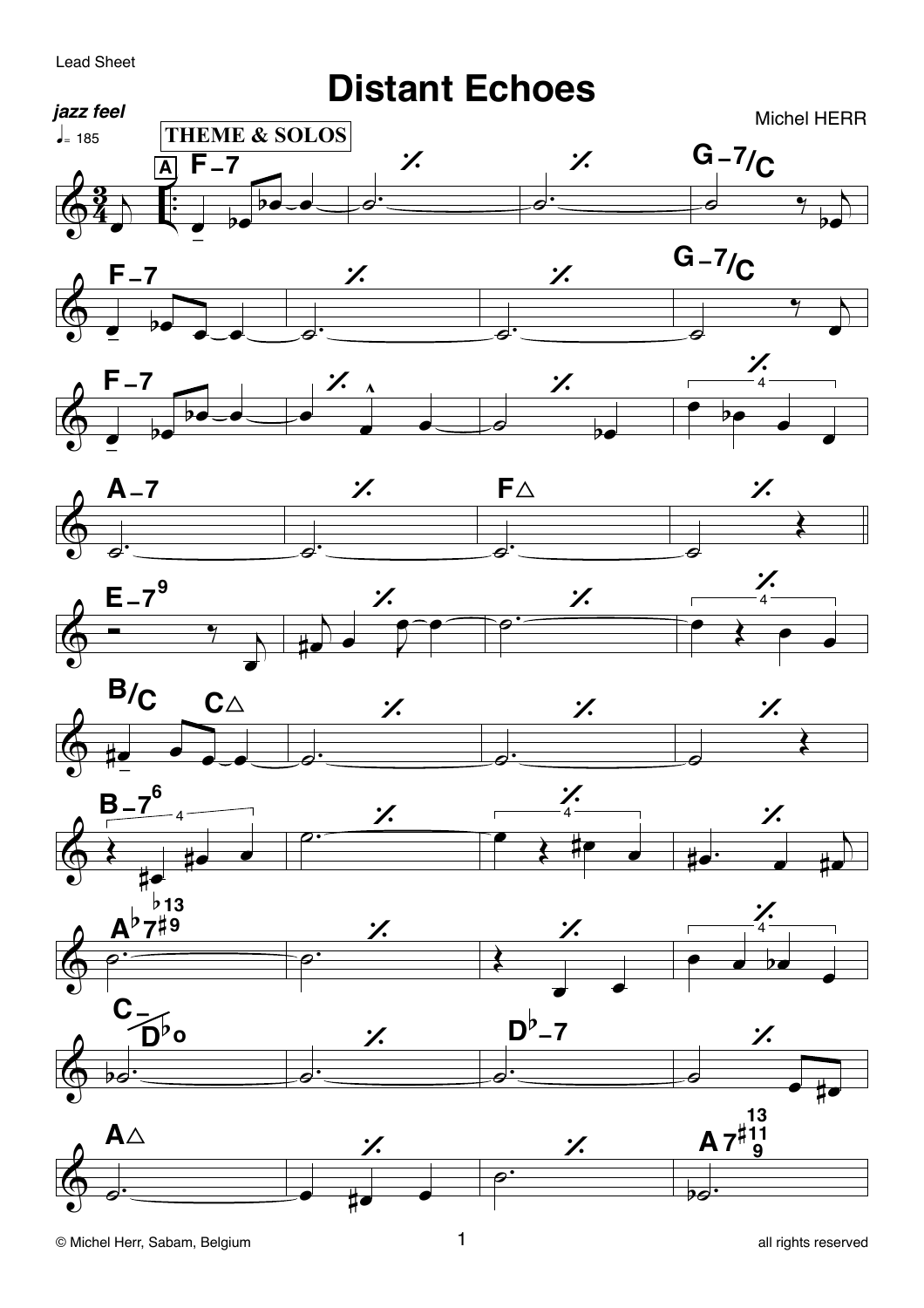Lead Sheet

# Distant Echoes

*jazz feel*

♩= 185

**THEME & SOLOS**

Michel HERR

A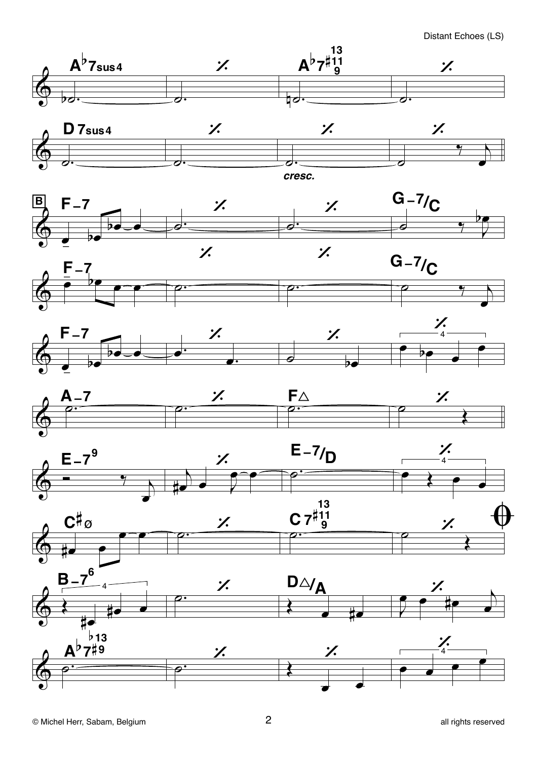A♭7sus4 | % | A♭7(9, ♯11, 13) | %

D 7sus4 | % | % | %

*cresc.*

**B**

F–7 | % | % | G–7/C

F–7 | % | % | G–7/C

F–7 | % | % | %

A–7 | % | F△ | %

E–7(9) | % | E–7/D | %

C♯ø | % | C 7(9, ♯11, 13) | %

B–7(6) | % | D△/A | %

A♭7(♯9, ♭13) | % | % | %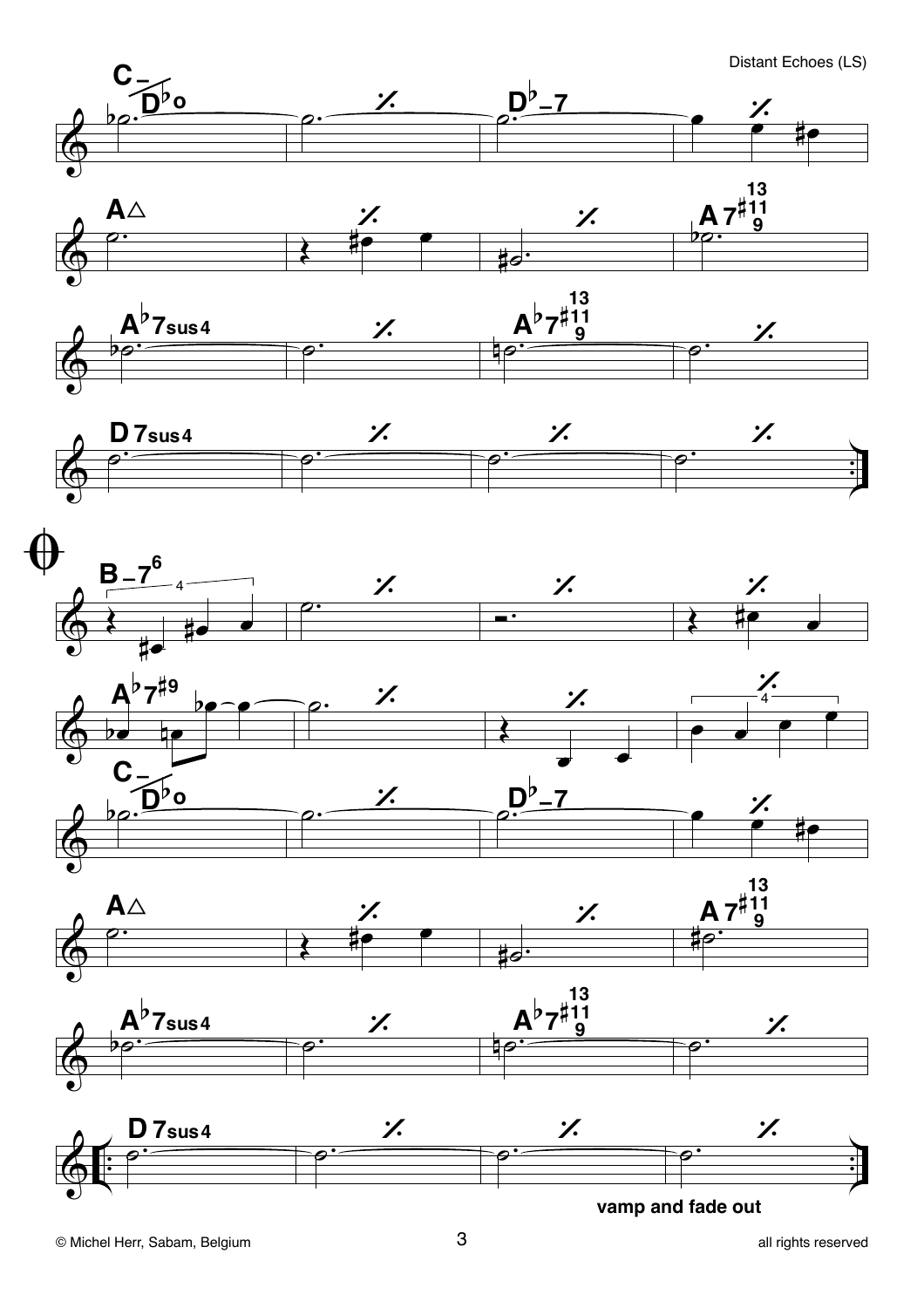vamp and fade out